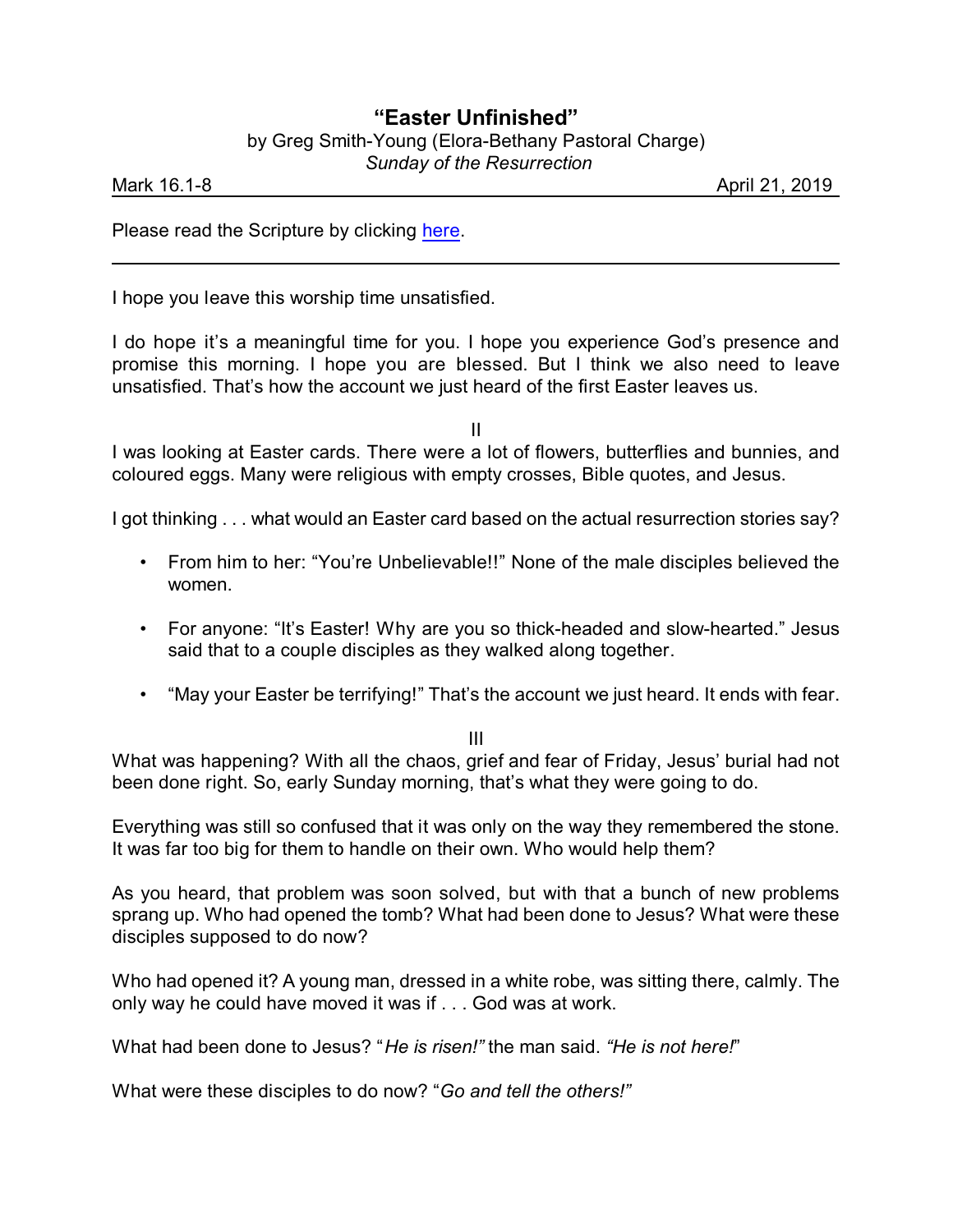# "Easter Unfinished"

by Greg Smith-Young (Elora-Bethany Pastoral Charge)

*Sunday of the Resurrection*

Mark 16.1-8 April 21, 2019

Please read the Scripture by clicking here.

---

I hope you leave this worship time unsatisfied.

I do hope it's a meaningful time for you. I hope you experience God's presence and promise this morning. I hope you are blessed. But I think we also need to leave unsatisfied. That's how the account we just heard of the first Easter leaves us.

II

I was looking at Easter cards. There were a lot of flowers, butterflies and bunnies, and coloured eggs. Many were religious with empty crosses, Bible quotes, and Jesus.

I got thinking . . . what would an Easter card based on the actual resurrection stories say?

- From him to her: "You're Unbelievable!!" None of the male disciples believed the women.
- For anyone: "It's Easter! Why are you so thick-headed and slow-hearted." Jesus said that to a couple disciples as they walked along together.
- "May your Easter be terrifying!" That's the account we just heard. It ends with fear.

III

What was happening? With all the chaos, grief and fear of Friday, Jesus' burial had not been done right. So, early Sunday morning, that's what they were going to do.

Everything was still so confused that it was only on the way they remembered the stone. It was far too big for them to handle on their own. Who would help them?

As you heard, that problem was soon solved, but with that a bunch of new problems sprang up. Who had opened the tomb? What had been done to Jesus? What were these disciples supposed to do now?

Who had opened it? A young man, dressed in a white robe, was sitting there, calmly. The only way he could have moved it was if . . . God was at work.

What had been done to Jesus? "*He is risen!"* the man said. *"He is not here!*"

What were these disciples to do now? "*Go and tell the others!"*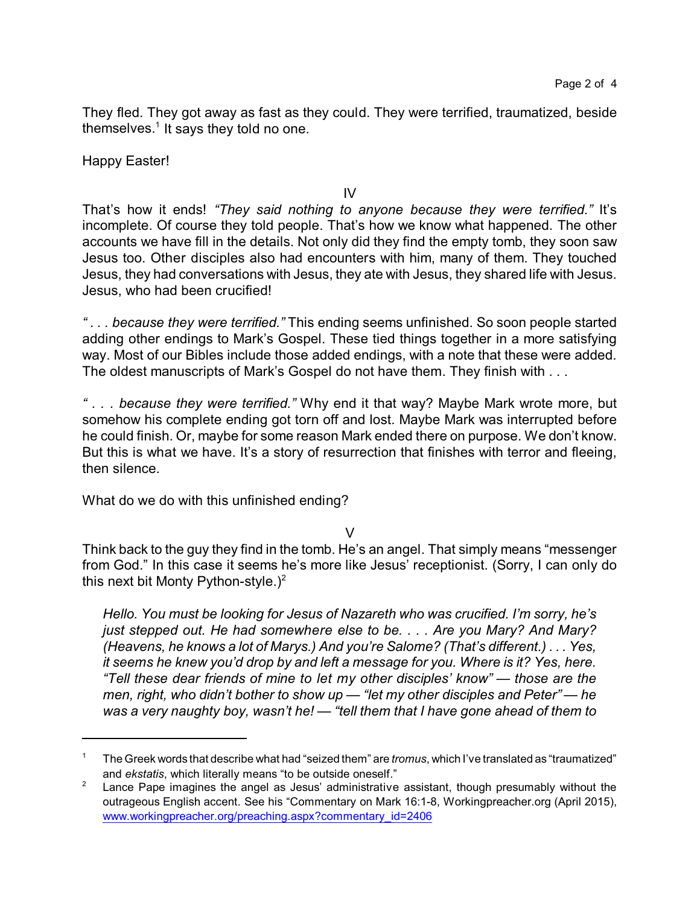They fled. They got away as fast as they could. They were terrified, traumatized, beside themselves.[1] It says they told no one.

Happy Easter!

IV

That's how it ends! *"They said nothing to anyone because they were terrified."* It's incomplete. Of course they told people. That's how we know what happened. The other accounts we have fill in the details. Not only did they find the empty tomb, they soon saw Jesus too. Other disciples also had encounters with him, many of them. They touched Jesus, they had conversations with Jesus, they ate with Jesus, they shared life with Jesus. Jesus, who had been crucified!

*" . . . because they were terrified."* This ending seems unfinished. So soon people started adding other endings to Mark's Gospel. These tied things together in a more satisfying way. Most of our Bibles include those added endings, with a note that these were added. The oldest manuscripts of Mark's Gospel do not have them. They finish with . . .

*" . . . because they were terrified."* Why end it that way? Maybe Mark wrote more, but somehow his complete ending got torn off and lost. Maybe Mark was interrupted before he could finish. Or, maybe for some reason Mark ended there on purpose. We don't know. But this is what we have. It's a story of resurrection that finishes with terror and fleeing, then silence.

What do we do with this unfinished ending?

V

Think back to the guy they find in the tomb. He's an angel. That simply means "messenger from God." In this case it seems he's more like Jesus' receptionist. (Sorry, I can only do this next bit Monty Python-style.)[2]

> *Hello. You must be looking for Jesus of Nazareth who was crucified. I'm sorry, he's just stepped out. He had somewhere else to be. . . . Are you Mary? And Mary? (Heavens, he knows a lot of Marys.) And you're Salome? (That's different.) . . . Yes, it seems he knew you'd drop by and left a message for you. Where is it? Yes, here. "Tell these dear friends of mine to let my other disciples' know" — those are the men, right, who didn't bother to show up — "let my other disciples and Peter" — he was a very naughty boy, wasn't he! — "tell them that I have gone ahead of them to*

---

[1] The Greek words that describe what had "seized them" are *tromus*, which I've translated as "traumatized" and *ekstatis*, which literally means "to be outside oneself."

[2] Lance Pape imagines the angel as Jesus' administrative assistant, though presumably without the outrageous English accent. See his "Commentary on Mark 16:1-8, Workingpreacher.org (April 2015), www.workingpreacher.org/preaching.aspx?commentary_id=2406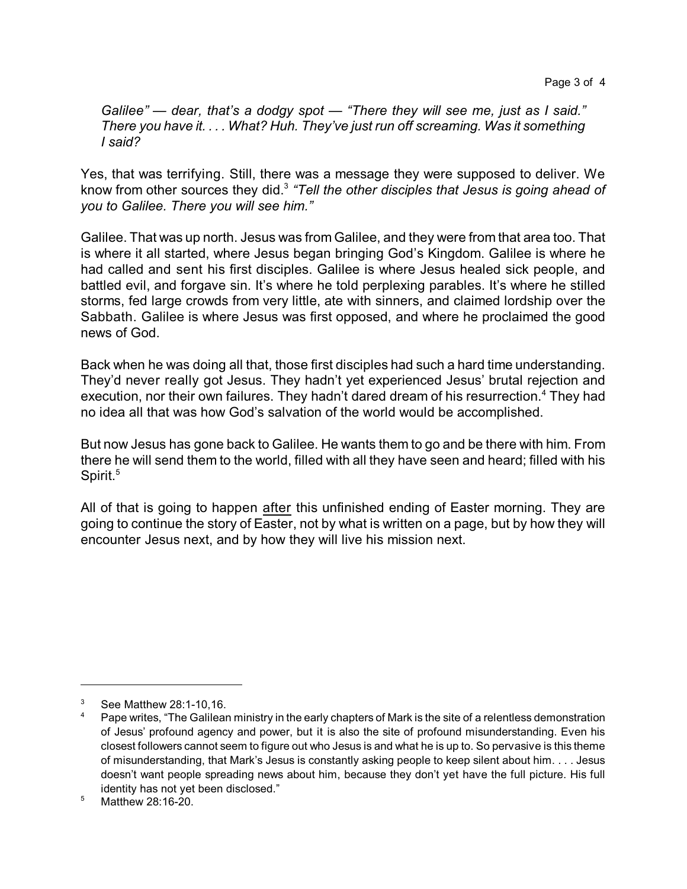*Galilee" — dear, that's a dodgy spot — "There they will see me, just as I said." There you have it. . . . What? Huh. They've just run off screaming. Was it something I said?*

Yes, that was terrifying. Still, there was a message they were supposed to deliver. We know from other sources they did.[3] *"Tell the other disciples that Jesus is going ahead of you to Galilee. There you will see him."*

Galilee. That was up north. Jesus was from Galilee, and they were from that area too. That is where it all started, where Jesus began bringing God's Kingdom. Galilee is where he had called and sent his first disciples. Galilee is where Jesus healed sick people, and battled evil, and forgave sin. It's where he told perplexing parables. It's where he stilled storms, fed large crowds from very little, ate with sinners, and claimed lordship over the Sabbath. Galilee is where Jesus was first opposed, and where he proclaimed the good news of God.

Back when he was doing all that, those first disciples had such a hard time understanding. They'd never really got Jesus. They hadn't yet experienced Jesus' brutal rejection and execution, nor their own failures. They hadn't dared dream of his resurrection.[4] They had no idea all that was how God's salvation of the world would be accomplished.

But now Jesus has gone back to Galilee. He wants them to go and be there with him. From there he will send them to the world, filled with all they have seen and heard; filled with his Spirit.[5]

All of that is going to happen <u>after</u> this unfinished ending of Easter morning. They are going to continue the story of Easter, not by what is written on a page, but by how they will encounter Jesus next, and by how they will live his mission next.

---

[3] See Matthew 28:1-10,16.

[4] Pape writes, "The Galilean ministry in the early chapters of Mark is the site of a relentless demonstration of Jesus' profound agency and power, but it is also the site of profound misunderstanding. Even his closest followers cannot seem to figure out who Jesus is and what he is up to. So pervasive is this theme of misunderstanding, that Mark's Jesus is constantly asking people to keep silent about him. . . . Jesus doesn't want people spreading news about him, because they don't yet have the full picture. His full identity has not yet been disclosed."

[5] Matthew 28:16-20.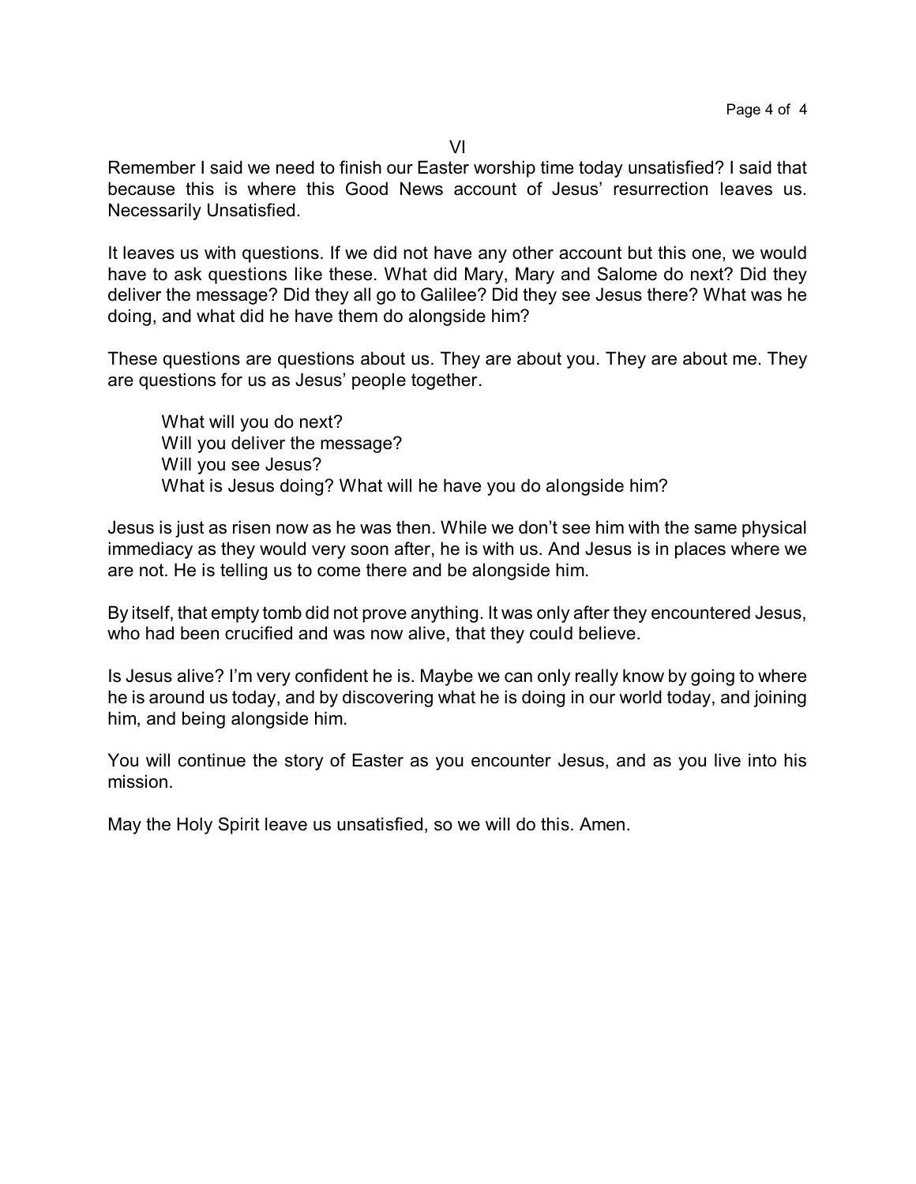VI

Remember I said we need to finish our Easter worship time today unsatisfied? I said that because this is where this Good News account of Jesus' resurrection leaves us. Necessarily Unsatisfied.

It leaves us with questions. If we did not have any other account but this one, we would have to ask questions like these. What did Mary, Mary and Salome do next? Did they deliver the message? Did they all go to Galilee? Did they see Jesus there? What was he doing, and what did he have them do alongside him?

These questions are questions about us. They are about you. They are about me. They are questions for us as Jesus' people together.

> What will you do next?  
> Will you deliver the message?  
> Will you see Jesus?  
> What is Jesus doing? What will he have you do alongside him?

Jesus is just as risen now as he was then. While we don't see him with the same physical immediacy as they would very soon after, he is with us. And Jesus is in places where we are not. He is telling us to come there and be alongside him.

By itself, that empty tomb did not prove anything. It was only after they encountered Jesus, who had been crucified and was now alive, that they could believe.

Is Jesus alive? I'm very confident he is. Maybe we can only really know by going to where he is around us today, and by discovering what he is doing in our world today, and joining him, and being alongside him.

You will continue the story of Easter as you encounter Jesus, and as you live into his mission.

May the Holy Spirit leave us unsatisfied, so we will do this. Amen.